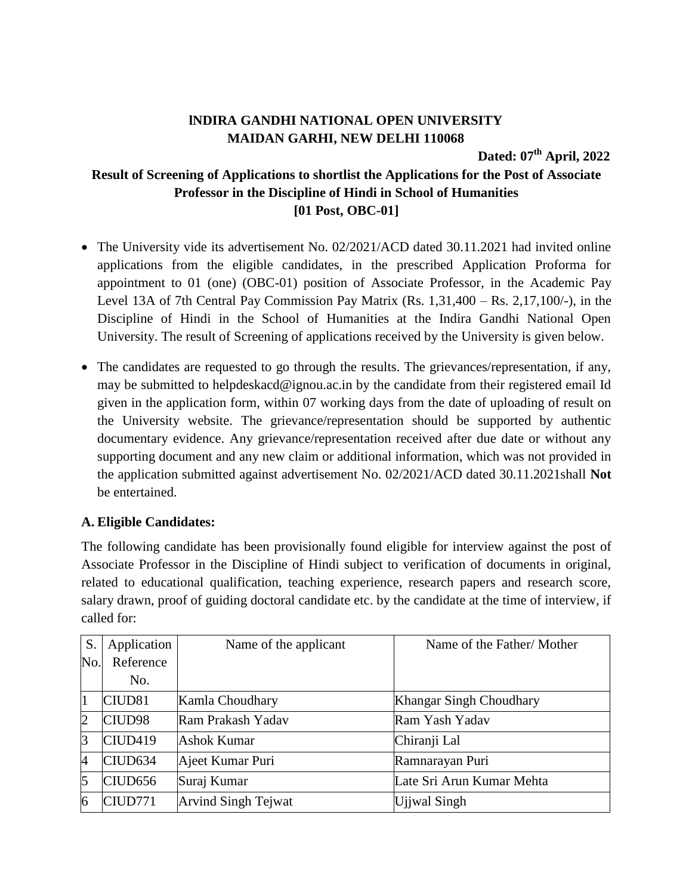**INDIRA GANDHI NATIONAL OPEN UNIVERSITY**
**MAIDAN GARHI, NEW DELHI 110068**

**Dated: 07th April, 2022**

**Result of Screening of Applications to shortlist the Applications for the Post of Associate Professor in the Discipline of Hindi in School of Humanities**
**[01 Post, OBC-01]**

- The University vide its advertisement No. 02/2021/ACD dated 30.11.2021 had invited online applications from the eligible candidates, in the prescribed Application Proforma for appointment to 01 (one) (OBC-01) position of Associate Professor, in the Academic Pay Level 13A of 7th Central Pay Commission Pay Matrix (Rs. 1,31,400 – Rs. 2,17,100/-), in the Discipline of Hindi in the School of Humanities at the Indira Gandhi National Open University. The result of Screening of applications received by the University is given below.
- The candidates are requested to go through the results. The grievances/representation, if any, may be submitted to helpdeskacd@ignou.ac.in by the candidate from their registered email Id given in the application form, within 07 working days from the date of uploading of result on the University website. The grievance/representation should be supported by authentic documentary evidence. Any grievance/representation received after due date or without any supporting document and any new claim or additional information, which was not provided in the application submitted against advertisement No. 02/2021/ACD dated 30.11.2021shall **Not** be entertained.

### A. Eligible Candidates:

The following candidate has been provisionally found eligible for interview against the post of Associate Professor in the Discipline of Hindi subject to verification of documents in original, related to educational qualification, teaching experience, research papers and research score, salary drawn, proof of guiding doctoral candidate etc. by the candidate at the time of interview, if called for:

| S. No. | Application Reference No. | Name of the applicant | Name of the Father/ Mother |
|---|---|---|---|
| 1 | CIUD81 | Kamla Choudhary | Khangar Singh Choudhary |
| 2 | CIUD98 | Ram Prakash Yadav | Ram Yash Yadav |
| 3 | CIUD419 | Ashok Kumar | Chiranji Lal |
| 4 | CIUD634 | Ajeet Kumar Puri | Ramnarayan Puri |
| 5 | CIUD656 | Suraj Kumar | Late Sri Arun Kumar Mehta |
| 6 | CIUD771 | Arvind Singh Tejwat | Ujjwal Singh |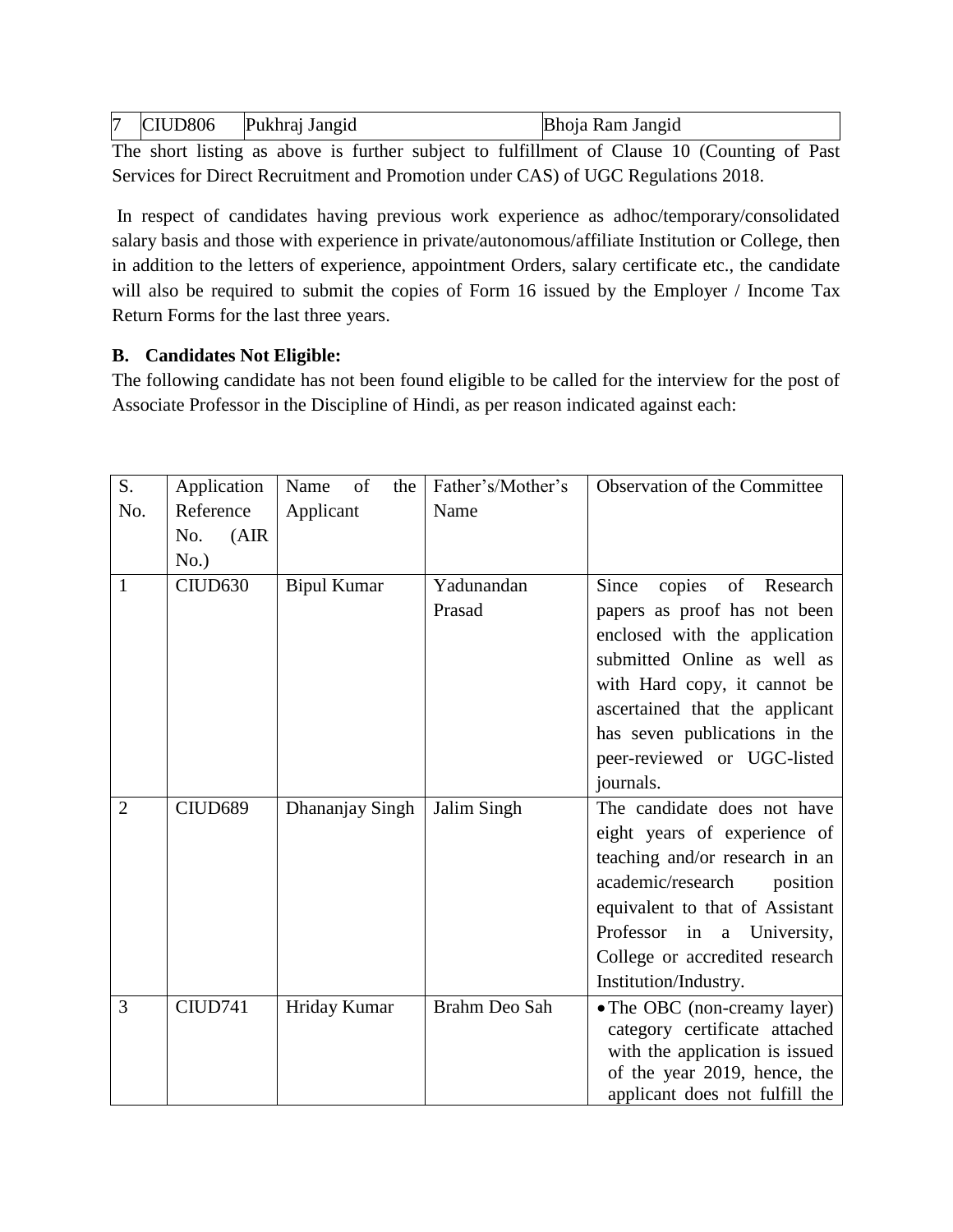| 7 | CIUD806 | Pukhraj Jangid | Bhoja Ram Jangid |
|---|---|---|---|

The short listing as above is further subject to fulfillment of Clause 10 (Counting of Past Services for Direct Recruitment and Promotion under CAS) of UGC Regulations 2018.

In respect of candidates having previous work experience as adhoc/temporary/consolidated salary basis and those with experience in private/autonomous/affiliate Institution or College, then in addition to the letters of experience, appointment Orders, salary certificate etc., the candidate will also be required to submit the copies of Form 16 issued by the Employer / Income Tax Return Forms for the last three years.

**B. Candidates Not Eligible:**

The following candidate has not been found eligible to be called for the interview for the post of Associate Professor in the Discipline of Hindi, as per reason indicated against each:

| S. No. | Application Reference No. (AIR No.) | Name of the Applicant | Father's/Mother's Name | Observation of the Committee |
|---|---|---|---|---|
| 1 | CIUD630 | Bipul Kumar | Yadunandan Prasad | Since copies of Research papers as proof has not been enclosed with the application submitted Online as well as with Hard copy, it cannot be ascertained that the applicant has seven publications in the peer-reviewed or UGC-listed journals. |
| 2 | CIUD689 | Dhananjay Singh | Jalim Singh | The candidate does not have eight years of experience of teaching and/or research in an academic/research position equivalent to that of Assistant Professor in a University, College or accredited research Institution/Industry. |
| 3 | CIUD741 | Hriday Kumar | Brahm Deo Sah | • The OBC (non-creamy layer) category certificate attached with the application is issued of the year 2019, hence, the applicant does not fulfill the |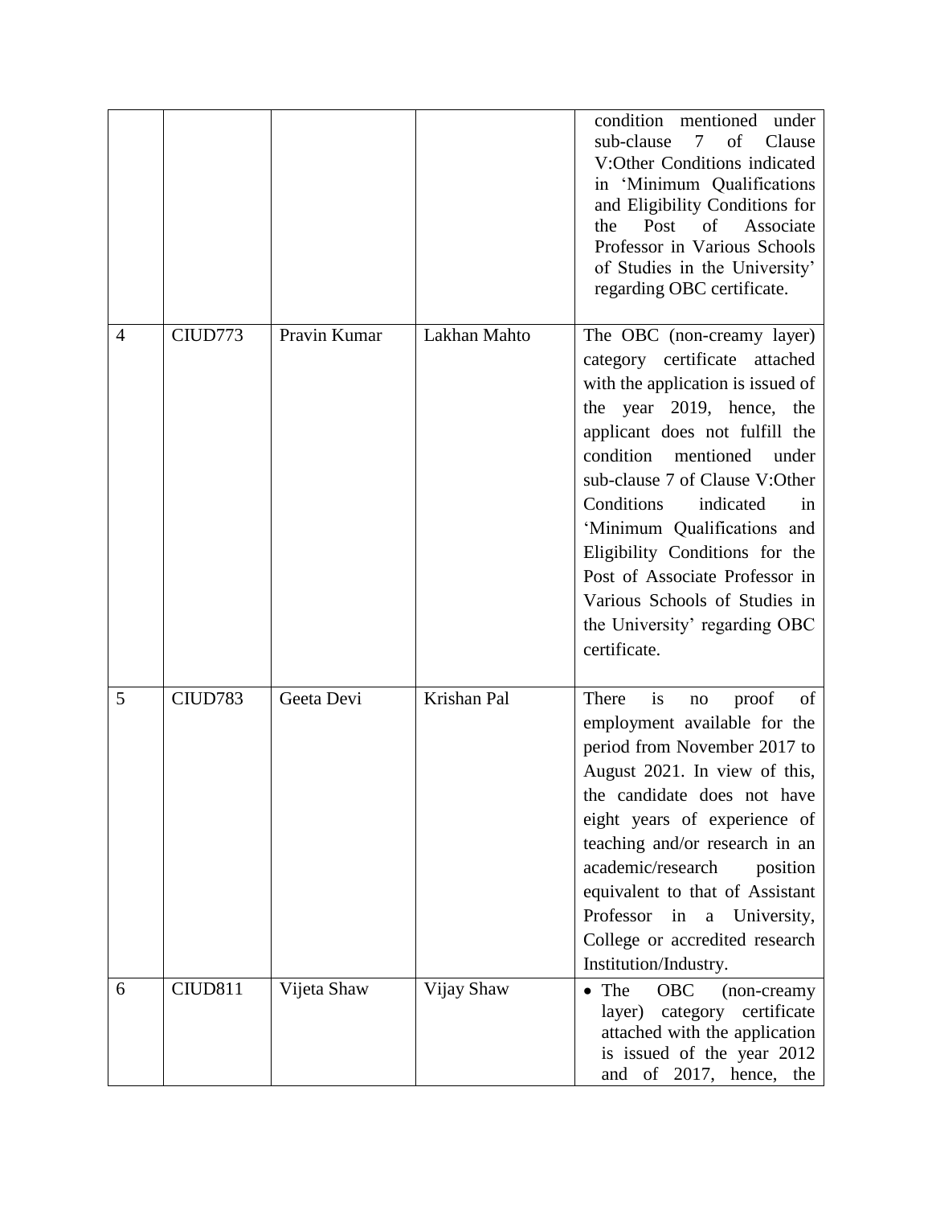|  |  |  |  |  |
|---|---|---|---|---|
|  |  |  |  | condition mentioned under sub-clause 7 of Clause V:Other Conditions indicated in 'Minimum Qualifications and Eligibility Conditions for the Post of Associate Professor in Various Schools of Studies in the University' regarding OBC certificate. |
| 4 | CIUD773 | Pravin Kumar | Lakhan Mahto | The OBC (non-creamy layer) category certificate attached with the application is issued of the year 2019, hence, the applicant does not fulfill the condition mentioned under sub-clause 7 of Clause V:Other Conditions indicated in 'Minimum Qualifications and Eligibility Conditions for the Post of Associate Professor in Various Schools of Studies in the University' regarding OBC certificate. |
| 5 | CIUD783 | Geeta Devi | Krishan Pal | There is no proof of employment available for the period from November 2017 to August 2021. In view of this, the candidate does not have eight years of experience of teaching and/or research in an academic/research position equivalent to that of Assistant Professor in a University, College or accredited research Institution/Industry. |
| 6 | CIUD811 | Vijeta Shaw | Vijay Shaw | • The OBC (non-creamy layer) category certificate attached with the application is issued of the year 2012 and of 2017, hence, the |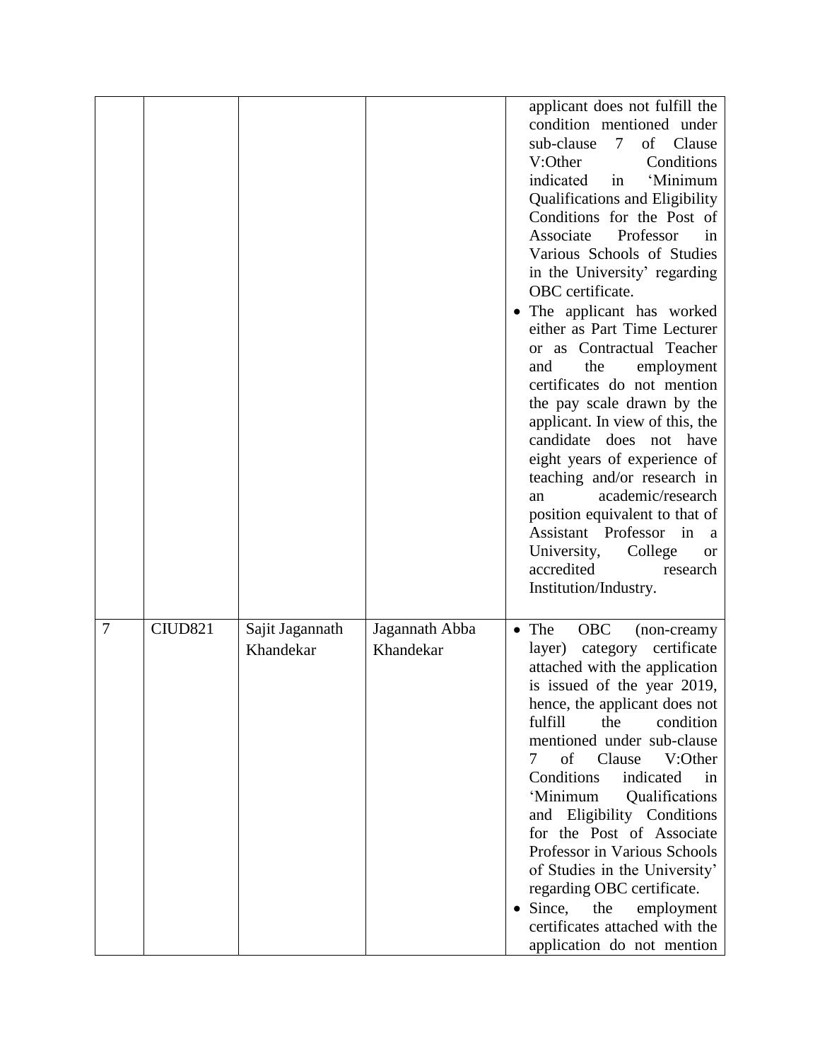| | | | | |
|---|---|---|---|---|
| | | | | applicant does not fulfill the condition mentioned under sub-clause 7 of Clause V:Other Conditions indicated in 'Minimum Qualifications and Eligibility Conditions for the Post of Associate Professor in Various Schools of Studies in the University' regarding OBC certificate.<br>• The applicant has worked either as Part Time Lecturer or as Contractual Teacher and the employment certificates do not mention the pay scale drawn by the applicant. In view of this, the candidate does not have eight years of experience of teaching and/or research in an academic/research position equivalent to that of Assistant Professor in a University, College or accredited research Institution/Industry. |
| 7 | CIUD821 | Sajit Jagannath Khandekar | Jagannath Abba Khandekar | • The OBC (non-creamy layer) category certificate attached with the application is issued of the year 2019, hence, the applicant does not fulfill the condition mentioned under sub-clause 7 of Clause V:Other Conditions indicated in 'Minimum Qualifications and Eligibility Conditions for the Post of Associate Professor in Various Schools of Studies in the University' regarding OBC certificate.<br>• Since, the employment certificates attached with the application do not mention |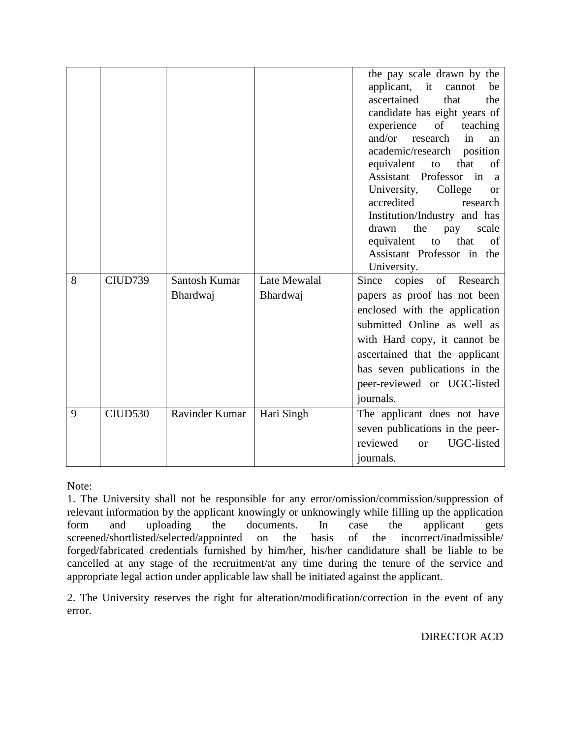| | | | | |
|---|---|---|---|---|
| | | | | the pay scale drawn by the applicant, it cannot be ascertained that the candidate has eight years of experience of teaching and/or research in an academic/research position equivalent to that of Assistant Professor in a University, College or accredited research Institution/Industry and has drawn the pay scale equivalent to that of Assistant Professor in the University. |
| 8 | CIUD739 | Santosh Kumar Bhardwaj | Late Mewalal Bhardwaj | Since copies of Research papers as proof has not been enclosed with the application submitted Online as well as with Hard copy, it cannot be ascertained that the applicant has seven publications in the peer-reviewed or UGC-listed journals. |
| 9 | CIUD530 | Ravinder Kumar | Hari Singh | The applicant does not have seven publications in the peer-reviewed or UGC-listed journals. |

Note:

1. The University shall not be responsible for any error/omission/commission/suppression of relevant information by the applicant knowingly or unknowingly while filling up the application form and uploading the documents. In case the applicant gets screened/shortlisted/selected/appointed on the basis of the incorrect/inadmissible/ forged/fabricated credentials furnished by him/her, his/her candidature shall be liable to be cancelled at any stage of the recruitment/at any time during the tenure of the service and appropriate legal action under applicable law shall be initiated against the applicant.

2. The University reserves the right for alteration/modification/correction in the event of any error.

DIRECTOR ACD